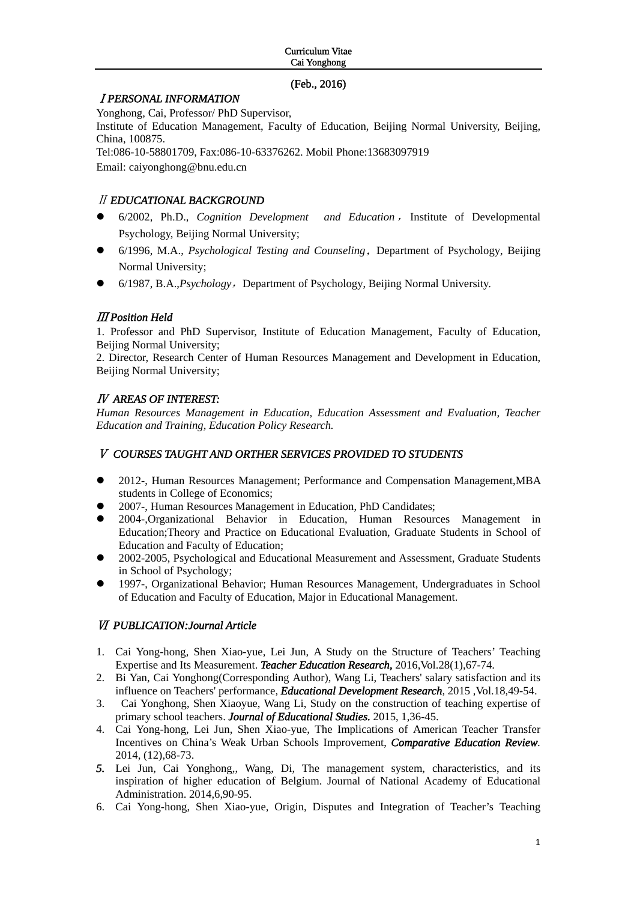Curriculum Vitae
Cai Yonghong

(Feb., 2016)

## Ⅰ PERSONAL INFORMATION

Yonghong, Cai, Professor/ PhD Supervisor,
Institute of Education Management, Faculty of Education, Beijing Normal University, Beijing, China, 100875.
Tel:086-10-58801709, Fax:086-10-63376262. Mobil Phone:13683097919
Email: caiyonghong@bnu.edu.cn

## Ⅱ EDUCATIONAL BACKGROUND

- 6/2002, Ph.D., *Cognition Development and Education*，Institute of Developmental Psychology, Beijing Normal University;
- 6/1996, M.A., *Psychological Testing and Counseling*，Department of Psychology, Beijing Normal University;
- 6/1987, B.A.,*Psychology*，Department of Psychology, Beijing Normal University.

## Ⅲ Position Held

1. Professor and PhD Supervisor, Institute of Education Management, Faculty of Education, Beijing Normal University;
2. Director, Research Center of Human Resources Management and Development in Education, Beijing Normal University;

## Ⅳ AREAS OF INTEREST:

*Human Resources Management in Education, Education Assessment and Evaluation, Teacher Education and Training, Education Policy Research.*

## Ⅴ COURSES TAUGHT AND ORTHER SERVICES PROVIDED TO STUDENTS

- 2012-, Human Resources Management; Performance and Compensation Management,MBA students in College of Economics;
- 2007-, Human Resources Management in Education, PhD Candidates;
- 2004-,Organizational Behavior in Education, Human Resources Management in Education;Theory and Practice on Educational Evaluation, Graduate Students in School of Education and Faculty of Education;
- 2002-2005, Psychological and Educational Measurement and Assessment, Graduate Students in School of Psychology;
- 1997-, Organizational Behavior; Human Resources Management, Undergraduates in School of Education and Faculty of Education, Major in Educational Management.

## Ⅵ PUBLICATION:Journal Article

1. Cai Yong-hong, Shen Xiao-yue, Lei Jun, A Study on the Structure of Teachers' Teaching Expertise and Its Measurement. ***Teacher Education Research,*** 2016,Vol.28(1),67-74.
2. Bi Yan, Cai Yonghong(Corresponding Author), Wang Li, Teachers' salary satisfaction and its influence on Teachers' performance, ***Educational Development Research***, 2015 ,Vol.18,49-54.
3. Cai Yonghong, Shen Xiaoyue, Wang Li, Study on the construction of teaching expertise of primary school teachers. ***Journal of Educational Studies.*** 2015, 1,36-45.
4. Cai Yong-hong, Lei Jun, Shen Xiao-yue, The Implications of American Teacher Transfer Incentives on China's Weak Urban Schools Improvement, ***Comparative Education Review***. 2014, (12),68-73.
5. Lei Jun, Cai Yonghong,, Wang, Di, The management system, characteristics, and its inspiration of higher education of Belgium. Journal of National Academy of Educational Administration. 2014,6,90-95.
6. Cai Yong-hong, Shen Xiao-yue, Origin, Disputes and Integration of Teacher's Teaching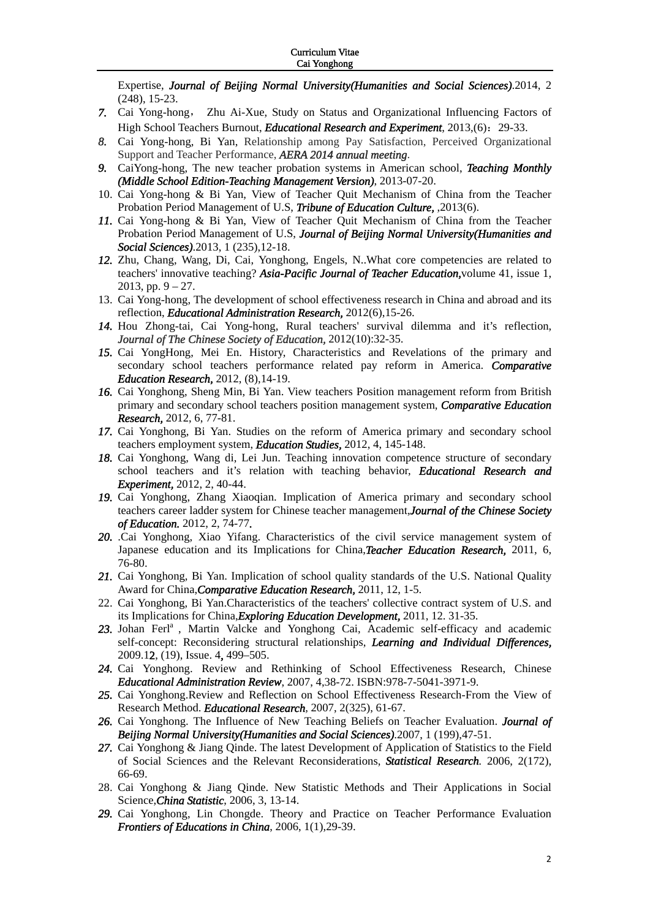Expertise, ***Journal of Beijing Normal University(Humanities and Social Sciences)***.2014, 2 (248), 15-23.

7. Cai Yong-hong， Zhu Ai-Xue, Study on Status and Organizational Influencing Factors of High School Teachers Burnout, ***Educational Research and Experiment***, 2013,(6)：29-33.
8. Cai Yong-hong, Bi Yan, Relationship among Pay Satisfaction, Perceived Organizational Support and Teacher Performance, ***AERA 2014 annual meeting***.
9. CaiYong-hong, The new teacher probation systems in American school, ***Teaching Monthly (Middle School Edition-Teaching Management Version)***, 2013-07-20.
10. Cai Yong-hong & Bi Yan, View of Teacher Quit Mechanism of China from the Teacher Probation Period Management of U.S, ***Tribune of Education Culture***, ,2013(6).
11. Cai Yong-hong & Bi Yan, View of Teacher Quit Mechanism of China from the Teacher Probation Period Management of U.S, ***Journal of Beijing Normal University(Humanities and Social Sciences)***.2013, 1 (235),12-18.
12. Zhu, Chang, Wang, Di, Cai, Yonghong, Engels, N..What core competencies are related to teachers' innovative teaching? ***Asia-Pacific Journal of Teacher Education***,volume 41, issue 1, 2013, pp. 9 – 27.
13. Cai Yong-hong, The development of school effectiveness research in China and abroad and its reflection, ***Educational Administration Research***, 2012(6),15-26.
14. Hou Zhong-tai, Cai Yong-hong, Rural teachers' survival dilemma and it's reflection, *Journal of The Chinese Society of Education*, 2012(10):32-35.
15. Cai YongHong, Mei En. History, Characteristics and Revelations of the primary and secondary school teachers performance related pay reform in America. ***Comparative Education Research***, 2012, (8),14-19.
16. Cai Yonghong, Sheng Min, Bi Yan. View teachers Position management reform from British primary and secondary school teachers position management system, ***Comparative Education Research***, 2012, 6, 77-81.
17. Cai Yonghong, Bi Yan. Studies on the reform of America primary and secondary school teachers employment system, ***Education Studies***, 2012, 4, 145-148.
18. Cai Yonghong, Wang di, Lei Jun. Teaching innovation competence structure of secondary school teachers and it's relation with teaching behavior, ***Educational Research and Experiment***, 2012, 2, 40-44.
19. Cai Yonghong, Zhang Xiaoqian. Implication of America primary and secondary school teachers career ladder system for Chinese teacher management,***Journal of the Chinese Society of Education.*** 2012, 2, 74-77.
20. .Cai Yonghong, Xiao Yifang. Characteristics of the civil service management system of Japanese education and its Implications for China,***Teacher Education Research***, 2011, 6, 76-80.
21. Cai Yonghong, Bi Yan. Implication of school quality standards of the U.S. National Quality Award for China,***Comparative Education Research***, 2011, 12, 1-5.
22. Cai Yonghong, Bi Yan.Characteristics of the teachers' collective contract system of U.S. and its Implications for China,***Exploring Education Development***, 2011, 12. 31-35.
23. Johan Ferl[a] , Martin Valcke and Yonghong Cai, Academic self-efficacy and academic self-concept: Reconsidering structural relationships, ***Learning and Individual Differences***, 2009.12, (19), Issue. 4, 499–505.
24. Cai Yonghong. Review and Rethinking of School Effectiveness Research, Chinese ***Educational Administration Review***, 2007, 4,38-72. ISBN:978-7-5041-3971-9.
25. Cai Yonghong.Review and Reflection on School Effectiveness Research-From the View of Research Method. ***Educational Research***, 2007, 2(325), 61-67.
26. Cai Yonghong. The Influence of New Teaching Beliefs on Teacher Evaluation. ***Journal of Beijing Normal University(Humanities and Social Sciences)***.2007, 1 (199),47-51.
27. Cai Yonghong & Jiang Qinde. The latest Development of Application of Statistics to the Field of Social Sciences and the Relevant Reconsiderations, ***Statistical Research***. 2006, 2(172), 66-69.
28. Cai Yonghong & Jiang Qinde. New Statistic Methods and Their Applications in Social Science,***China Statistic***, 2006, 3, 13-14.
29. Cai Yonghong, Lin Chongde. Theory and Practice on Teacher Performance Evaluation ***Frontiers of Educations in China***, 2006, 1(1),29-39.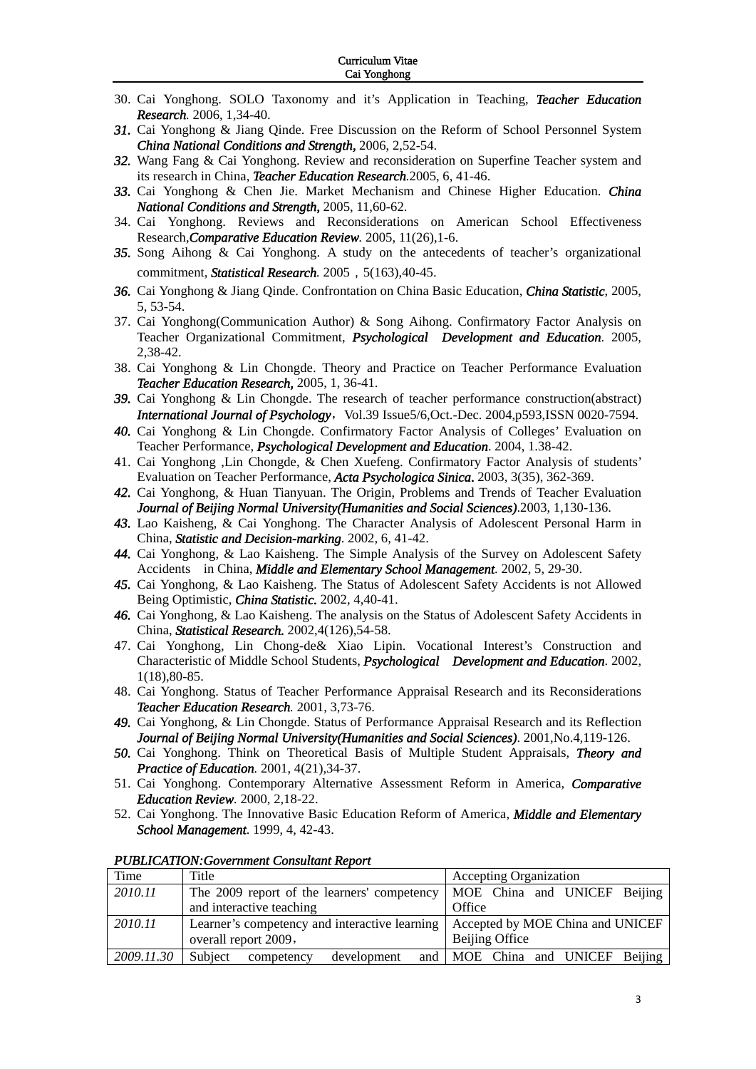30. Cai Yonghong. SOLO Taxonomy and it's Application in Teaching, ***Teacher Education Research***. 2006, 1,34-40.
31. Cai Yonghong & Jiang Qinde. Free Discussion on the Reform of School Personnel System ***China National Conditions and Strength***, 2006, 2,52-54.
32. Wang Fang & Cai Yonghong. Review and reconsideration on Superfine Teacher system and its research in China, ***Teacher Education Research***.2005, 6, 41-46.
33. Cai Yonghong & Chen Jie. Market Mechanism and Chinese Higher Education. ***China National Conditions and Strength***, 2005, 11,60-62.
34. Cai Yonghong. Reviews and Reconsiderations on American School Effectiveness Research,***Comparative Education Review***. 2005, 11(26),1-6.
35. Song Aihong & Cai Yonghong. A study on the antecedents of teacher's organizational commitment, ***Statistical Research***. 2005，5(163),40-45.
36. Cai Yonghong & Jiang Qinde. Confrontation on China Basic Education, ***China Statistic***, 2005, 5, 53-54.
37. Cai Yonghong(Communication Author) & Song Aihong. Confirmatory Factor Analysis on Teacher Organizational Commitment, ***Psychological Development and Education***. 2005, 2,38-42.
38. Cai Yonghong & Lin Chongde. Theory and Practice on Teacher Performance Evaluation ***Teacher Education Research***, 2005, 1, 36-41.
39. Cai Yonghong & Lin Chongde. The research of teacher performance construction(abstract) ***International Journal of Psychology***，Vol.39 Issue5/6,Oct.-Dec. 2004,p593,ISSN 0020-7594.
40. Cai Yonghong & Lin Chongde. Confirmatory Factor Analysis of Colleges' Evaluation on Teacher Performance, ***Psychological Development and Education***. 2004, 1.38-42.
41. Cai Yonghong ,Lin Chongde, & Chen Xuefeng. Confirmatory Factor Analysis of students' Evaluation on Teacher Performance, ***Acta Psychologica Sinica***. 2003, 3(35), 362-369.
42. Cai Yonghong, & Huan Tianyuan. The Origin, Problems and Trends of Teacher Evaluation ***Journal of Beijing Normal University(Humanities and Social Sciences)***.2003, 1,130-136.
43. Lao Kaisheng, & Cai Yonghong. The Character Analysis of Adolescent Personal Harm in China, ***Statistic and Decision-marking***. 2002, 6, 41-42.
44. Cai Yonghong, & Lao Kaisheng. The Simple Analysis of the Survey on Adolescent Safety Accidents in China, ***Middle and Elementary School Management***. 2002, 5, 29-30.
45. Cai Yonghong, & Lao Kaisheng. The Status of Adolescent Safety Accidents is not Allowed Being Optimistic, ***China Statistic***. 2002, 4,40-41.
46. Cai Yonghong, & Lao Kaisheng. The analysis on the Status of Adolescent Safety Accidents in China, ***Statistical Research***. 2002,4(126),54-58.
47. Cai Yonghong, Lin Chong-de& Xiao Lipin. Vocational Interest's Construction and Characteristic of Middle School Students, ***Psychological Development and Education***. 2002, 1(18),80-85.
48. Cai Yonghong. Status of Teacher Performance Appraisal Research and its Reconsiderations ***Teacher Education Research***. 2001, 3,73-76.
49. Cai Yonghong, & Lin Chongde. Status of Performance Appraisal Research and its Reflection ***Journal of Beijing Normal University(Humanities and Social Sciences)***. 2001,No.4,119-126.
50. Cai Yonghong. Think on Theoretical Basis of Multiple Student Appraisals, ***Theory and Practice of Education***. 2001, 4(21),34-37.
51. Cai Yonghong. Contemporary Alternative Assessment Reform in America, ***Comparative Education Review***. 2000, 2,18-22.
52. Cai Yonghong. The Innovative Basic Education Reform of America, ***Middle and Elementary School Management***. 1999, 4, 42-43.

***PUBLICATION:Government Consultant Report***

| Time | Title | Accepting Organization |
|---|---|---|
| *2010.11* | The 2009 report of the learners' competency and interactive teaching | MOE China and UNICEF Beijing Office |
| *2010.11* | Learner's competency and interactive learning overall report 2009， | Accepted by MOE China and UNICEF Beijing Office |
| *2009.11.30* | Subject competency development and | MOE China and UNICEF Beijing |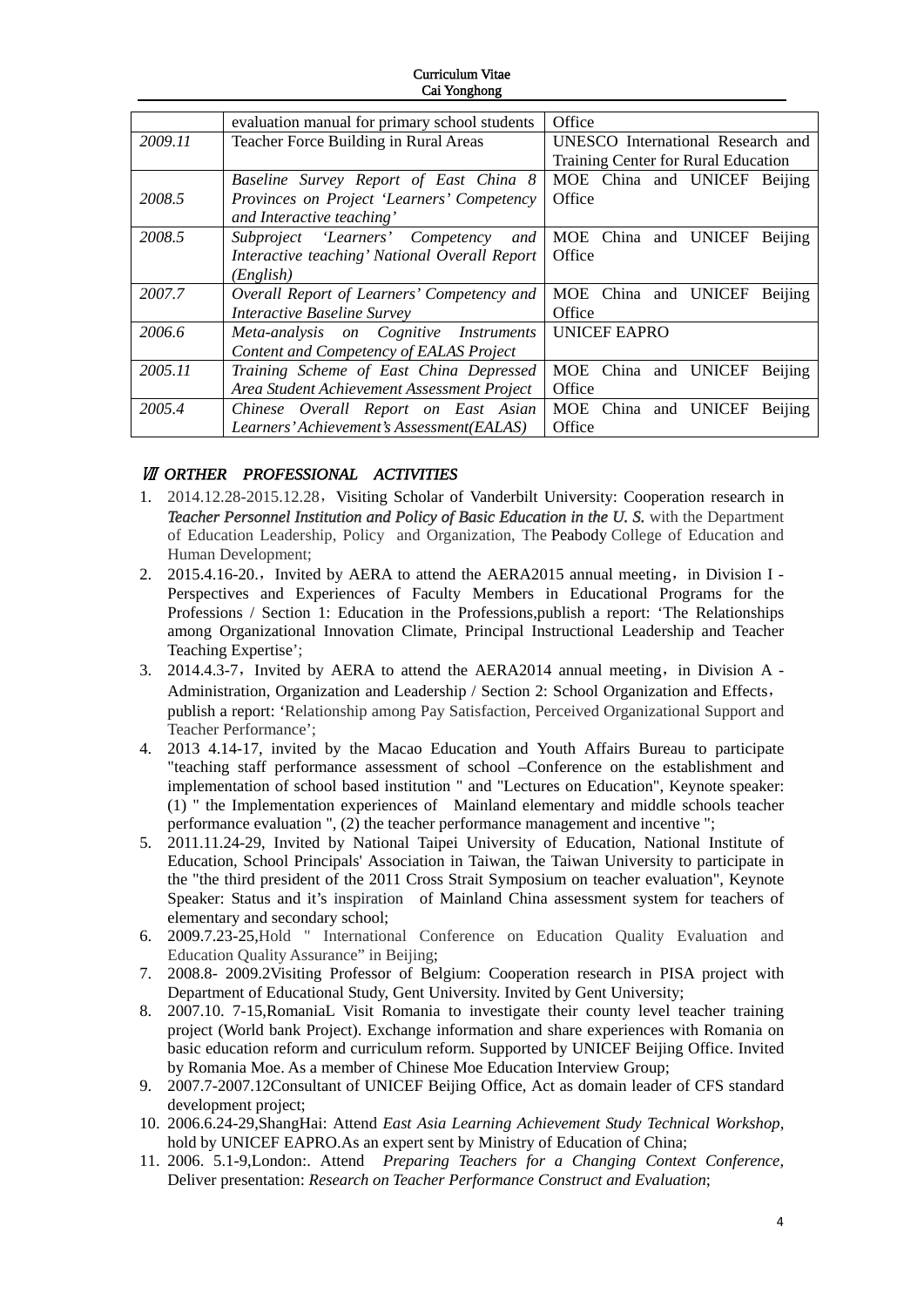| | evaluation manual for primary school students | Office |
|---|---|---|
| *2009.11* | Teacher Force Building in Rural Areas | UNESCO International Research and Training Center for Rural Education |
| 2008.5 | *Baseline Survey Report of East China 8 Provinces on Project 'Learners' Competency and Interactive teaching'* | MOE China and UNICEF Beijing Office |
| *2008.5* | *Subproject 'Learners' Competency and Interactive teaching' National Overall Report (English)* | MOE China and UNICEF Beijing Office |
| *2007.7* | *Overall Report of Learners' Competency and Interactive Baseline Survey* | MOE China and UNICEF Beijing Office |
| *2006.6* | *Meta-analysis on Cognitive Instruments Content and Competency of EALAS Project* | UNICEF EAPRO |
| *2005.11* | *Training Scheme of East China Depressed Area Student Achievement Assessment Project* | MOE China and UNICEF Beijing Office |
| *2005.4* | *Chinese Overall Report on East Asian Learners' Achievement's Assessment(EALAS)* | MOE China and UNICEF Beijing Office |

## *Ⅶ ORTHER PROFESSIONAL ACTIVITIES*

1. 2014.12.28-2015.12.28，Visiting Scholar of Vanderbilt University: Cooperation research in ***Teacher Personnel Institution and Policy of Basic Education in the U. S.*** with the Department of Education Leadership, Policy and Organization, The Peabody College of Education and Human Development;
2. 2015.4.16-20.，Invited by AERA to attend the AERA2015 annual meeting，in Division I - Perspectives and Experiences of Faculty Members in Educational Programs for the Professions / Section 1: Education in the Professions,publish a report: 'The Relationships among Organizational Innovation Climate, Principal Instructional Leadership and Teacher Teaching Expertise';
3. 2014.4.3-7，Invited by AERA to attend the AERA2014 annual meeting，in Division A - Administration, Organization and Leadership / Section 2: School Organization and Effects，publish a report: 'Relationship among Pay Satisfaction, Perceived Organizational Support and Teacher Performance';
4. 2013 4.14-17, invited by the Macao Education and Youth Affairs Bureau to participate "teaching staff performance assessment of school –Conference on the establishment and implementation of school based institution " and "Lectures on Education", Keynote speaker: (1) " the Implementation experiences of Mainland elementary and middle schools teacher performance evaluation ", (2) the teacher performance management and incentive ";
5. 2011.11.24-29, Invited by National Taipei University of Education, National Institute of Education, School Principals' Association in Taiwan, the Taiwan University to participate in the "the third president of the 2011 Cross Strait Symposium on teacher evaluation", Keynote Speaker: Status and it's inspiration of Mainland China assessment system for teachers of elementary and secondary school;
6. 2009.7.23-25,Hold " International Conference on Education Quality Evaluation and Education Quality Assurance" in Beijing;
7. 2008.8- 2009.2Visiting Professor of Belgium: Cooperation research in PISA project with Department of Educational Study, Gent University. Invited by Gent University;
8. 2007.10. 7-15,RomaniaL Visit Romania to investigate their county level teacher training project (World bank Project). Exchange information and share experiences with Romania on basic education reform and curriculum reform. Supported by UNICEF Beijing Office. Invited by Romania Moe. As a member of Chinese Moe Education Interview Group;
9. 2007.7-2007.12Consultant of UNICEF Beijing Office, Act as domain leader of CFS standard development project;
10. 2006.6.24-29,ShangHai: Attend *East Asia Learning Achievement Study Technical Workshop*, hold by UNICEF EAPRO.As an expert sent by Ministry of Education of China;
11. 2006. 5.1-9,London:. Attend *Preparing Teachers for a Changing Context Conference*, Deliver presentation: *Research on Teacher Performance Construct and Evaluation*;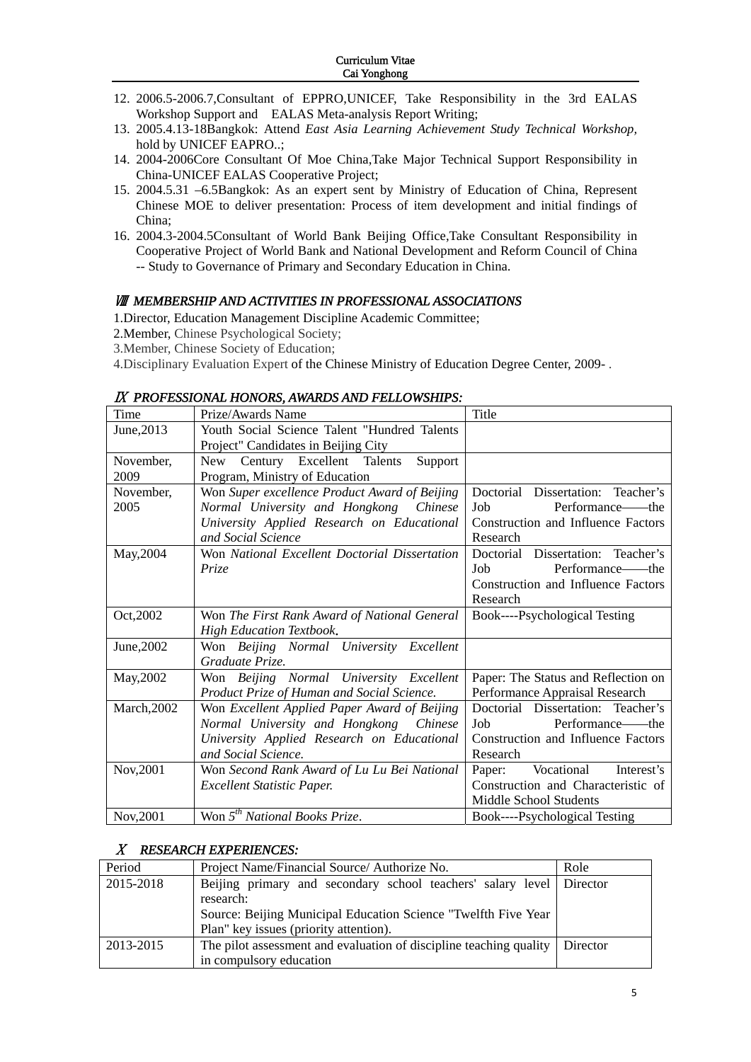12. 2006.5-2006.7,Consultant of EPPRO,UNICEF, Take Responsibility in the 3rd EALAS Workshop Support and EALAS Meta-analysis Report Writing;
13. 2005.4.13-18Bangkok: Attend *East Asia Learning Achievement Study Technical Workshop,* hold by UNICEF EAPRO..;
14. 2004-2006Core Consultant Of Moe China,Take Major Technical Support Responsibility in China-UNICEF EALAS Cooperative Project;
15. 2004.5.31 –6.5Bangkok: As an expert sent by Ministry of Education of China, Represent Chinese MOE to deliver presentation: Process of item development and initial findings of China;
16. 2004.3-2004.5Consultant of World Bank Beijing Office,Take Consultant Responsibility in Cooperative Project of World Bank and National Development and Reform Council of China -- Study to Governance of Primary and Secondary Education in China.

## Ⅷ MEMBERSHIP AND ACTIVITIES IN PROFESSIONAL ASSOCIATIONS

1.Director, Education Management Discipline Academic Committee;
2.Member, Chinese Psychological Society;
3.Member, Chinese Society of Education;
4.Disciplinary Evaluation Expert of the Chinese Ministry of Education Degree Center, 2009- .

## Ⅸ PROFESSIONAL HONORS, AWARDS AND FELLOWSHIPS:

| Time | Prize/Awards Name | Title |
|---|---|---|
| June,2013 | Youth Social Science Talent "Hundred Talents Project" Candidates in Beijing City | |
| November, 2009 | New Century Excellent Talents Support Program, Ministry of Education | |
| November, 2005 | Won *Super excellence Product Award of Beijing Normal University and Hongkong Chinese University Applied Research on Educational and Social Science* | Doctorial Dissertation: Teacher's Job Performance——the Construction and Influence Factors Research |
| May,2004 | Won *National Excellent Doctorial Dissertation Prize* | Doctorial Dissertation: Teacher's Job Performance——the Construction and Influence Factors Research |
| Oct,2002 | Won *The First Rank Award of National General High Education Textbook*. | Book----Psychological Testing |
| June,2002 | Won *Beijing Normal University Excellent Graduate Prize.* | |
| May,2002 | Won *Beijing Normal University Excellent Product Prize of Human and Social Science.* | Paper: The Status and Reflection on Performance Appraisal Research |
| March,2002 | Won *Excellent Applied Paper Award of Beijing Normal University and Hongkong Chinese University Applied Research on Educational and Social Science.* | Doctorial Dissertation: Teacher's Job Performance——the Construction and Influence Factors Research |
| Nov,2001 | Won *Second Rank Award of Lu Lu Bei National Excellent Statistic Paper.* | Paper: Vocational Interest's Construction and Characteristic of Middle School Students |
| Nov,2001 | Won *5th National Books Prize*. | Book----Psychological Testing |

## Ⅹ RESEARCH EXPERIENCES:

| Period | Project Name/Financial Source/ Authorize No. | Role |
|---|---|---|
| 2015-2018 | Beijing primary and secondary school teachers' salary level research:<br>Source: Beijing Municipal Education Science "Twelfth Five Year Plan" key issues (priority attention). | Director |
| 2013-2015 | The pilot assessment and evaluation of discipline teaching quality in compulsory education | Director |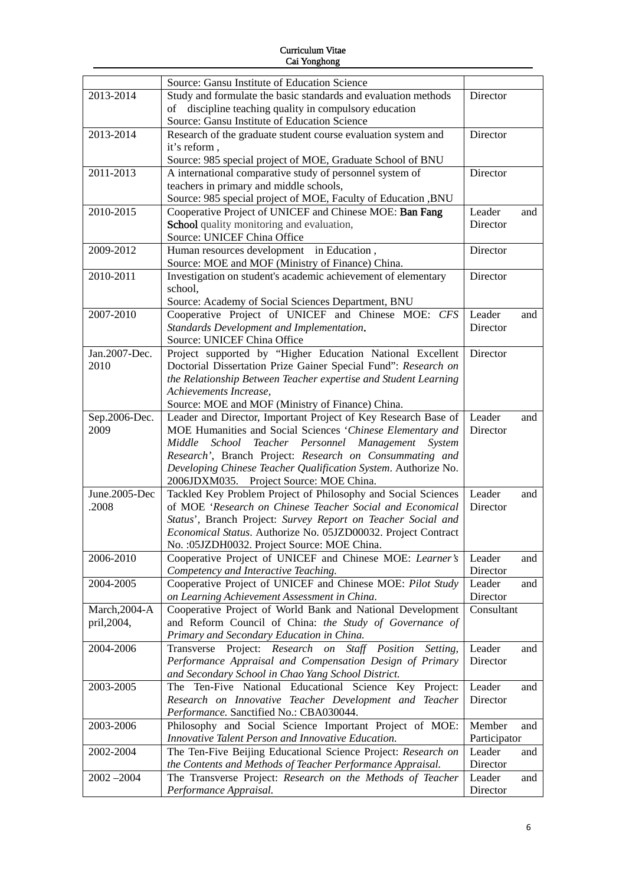| | | |
|---|---|---|
| | Source: Gansu Institute of Education Science | |
| 2013-2014 | Study and formulate the basic standards and evaluation methods of discipline teaching quality in compulsory education<br>Source: Gansu Institute of Education Science | Director |
| 2013-2014 | Research of the graduate student course evaluation system and it's reform ,<br>Source: 985 special project of MOE, Graduate School of BNU | Director |
| 2011-2013 | A international comparative study of personnel system of teachers in primary and middle schools,<br>Source: 985 special project of MOE, Faculty of Education ,BNU | Director |
| 2010-2015 | Cooperative Project of UNICEF and Chinese MOE: **Ban Fang School** quality monitoring and evaluation,<br>Source: UNICEF China Office | Leader and Director |
| 2009-2012 | Human resources development in Education ,<br>Source: MOE and MOF (Ministry of Finance) China. | Director |
| 2010-2011 | Investigation on student's academic achievement of elementary school,<br>Source: Academy of Social Sciences Department, BNU | Director |
| 2007-2010 | Cooperative Project of UNICEF and Chinese MOE: *CFS Standards Development and Implementation*.<br>Source: UNICEF China Office | Leader and Director |
| Jan.2007-Dec. 2010 | Project supported by "Higher Education National Excellent Doctorial Dissertation Prize Gainer Special Fund": *Research on the Relationship Between Teacher expertise and Student Learning Achievements Increase*,<br>Source: MOE and MOF (Ministry of Finance) China. | Director |
| Sep.2006-Dec. 2009 | Leader and Director, Important Project of Key Research Base of MOE Humanities and Social Sciences '*Chinese Elementary and Middle School Teacher Personnel Management System Research'*, Branch Project: *Research on Consummating and Developing Chinese Teacher Qualification System*. Authorize No. 2006JDXM035. Project Source: MOE China. | Leader and Director |
| June.2005-Dec .2008 | Tackled Key Problem Project of Philosophy and Social Sciences of MOE '*Research on Chinese Teacher Social and Economical Status*', Branch Project: *Survey Report on Teacher Social and Economical Status*. Authorize No. 05JZD00032. Project Contract No. :05JZDH0032. Project Source: MOE China. | Leader and Director |
| 2006-2010 | Cooperative Project of UNICEF and Chinese MOE: *Learner's Competency and Interactive Teaching.* | Leader and Director |
| 2004-2005 | Cooperative Project of UNICEF and Chinese MOE: *Pilot Study on Learning Achievement Assessment in China.* | Leader and Director |
| March,2004-April,2004, | Cooperative Project of World Bank and National Development and Reform Council of China: *the Study of Governance of Primary and Secondary Education in China.* | Consultant |
| 2004-2006 | Transverse Project: *Research on Staff Position Setting, Performance Appraisal and Compensation Design of Primary and Secondary School in Chao Yang School District.* | Leader and Director |
| 2003-2005 | The Ten-Five National Educational Science Key Project: *Research on Innovative Teacher Development and Teacher Performance.* Sanctified No.: CBA030044. | Leader and Director |
| 2003-2006 | Philosophy and Social Science Important Project of MOE: *Innovative Talent Person and Innovative Education.* | Member and Participator |
| 2002-2004 | The Ten-Five Beijing Educational Science Project: *Research on the Contents and Methods of Teacher Performance Appraisal.* | Leader and Director |
| 2002 –2004 | The Transverse Project: *Research on the Methods of Teacher Performance Appraisal.* | Leader and Director |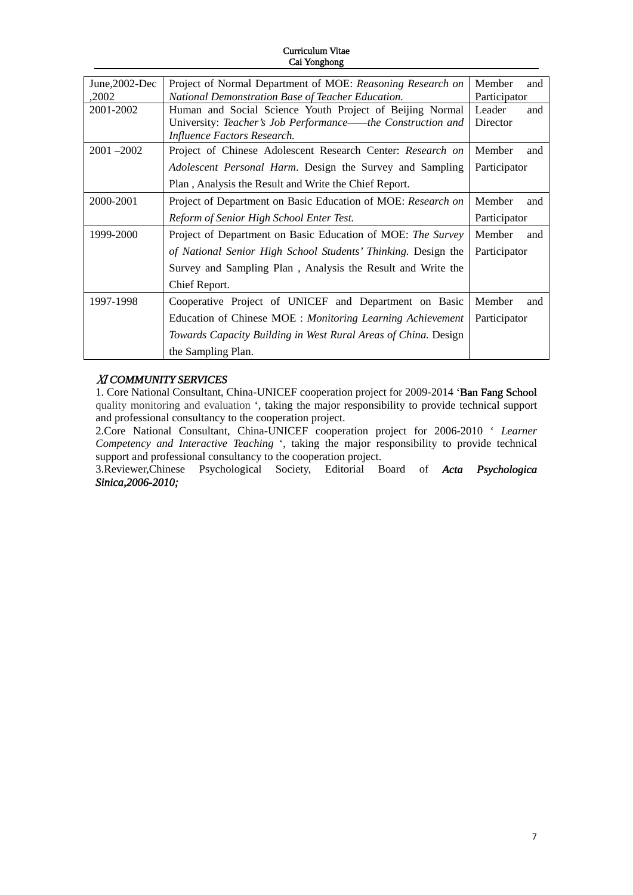| | | |
|---|---|---|
| June,2002-Dec ,2002 | Project of Normal Department of MOE: *Reasoning Research on National Demonstration Base of Teacher Education.* | Member and Participator |
| 2001-2002 | Human and Social Science Youth Project of Beijing Normal University: *Teacher's Job Performance——the Construction and Influence Factors Research.* | Leader and Director |
| 2001 –2002 | Project of Chinese Adolescent Research Center: *Research on Adolescent Personal Harm*. Design the Survey and Sampling Plan , Analysis the Result and Write the Chief Report. | Member and Participator |
| 2000-2001 | Project of Department on Basic Education of MOE: *Research on Reform of Senior High School Enter Test.* | Member and Participator |
| 1999-2000 | Project of Department on Basic Education of MOE: *The Survey of National Senior High School Students' Thinking.* Design the Survey and Sampling Plan , Analysis the Result and Write the Chief Report. | Member and Participator |
| 1997-1998 | Cooperative Project of UNICEF and Department on Basic Education of Chinese MOE : *Monitoring Learning Achievement Towards Capacity Building in West Rural Areas of China.* Design the Sampling Plan. | Member and Participator |

## *XI COMMUNITY SERVICES*

1. Core National Consultant, China-UNICEF cooperation project for 2009-2014 'Ban Fang School quality monitoring and evaluation ', taking the major responsibility to provide technical support and professional consultancy to the cooperation project.

2.Core National Consultant, China-UNICEF cooperation project for 2006-2010 ' *Learner Competency and Interactive Teaching* ', taking the major responsibility to provide technical support and professional consultancy to the cooperation project.

3.Reviewer,Chinese Psychological Society, Editorial Board of ***Acta Psychologica Sinica,2006-2010;***